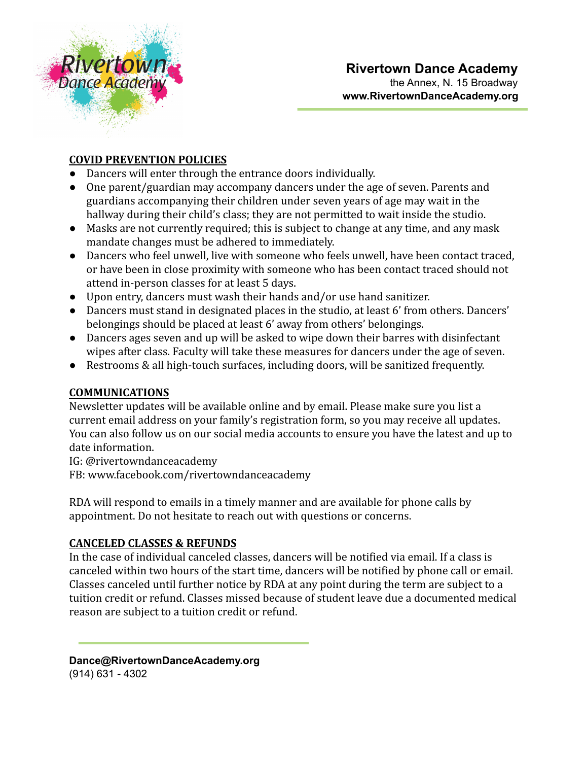**Rivertown Dance Academy**
the Annex, N. 15 Broadway
**www.RivertownDanceAcademy.org**

## COVID PREVENTION POLICIES

- Dancers will enter through the entrance doors individually.
- One parent/guardian may accompany dancers under the age of seven. Parents and guardians accompanying their children under seven years of age may wait in the hallway during their child's class; they are not permitted to wait inside the studio.
- Masks are not currently required; this is subject to change at any time, and any mask mandate changes must be adhered to immediately.
- Dancers who feel unwell, live with someone who feels unwell, have been contact traced, or have been in close proximity with someone who has been contact traced should not attend in-person classes for at least 5 days.
- Upon entry, dancers must wash their hands and/or use hand sanitizer.
- Dancers must stand in designated places in the studio, at least 6' from others. Dancers' belongings should be placed at least 6' away from others' belongings.
- Dancers ages seven and up will be asked to wipe down their barres with disinfectant wipes after class. Faculty will take these measures for dancers under the age of seven.
- Restrooms & all high-touch surfaces, including doors, will be sanitized frequently.

## COMMUNICATIONS

Newsletter updates will be available online and by email. Please make sure you list a current email address on your family's registration form, so you may receive all updates. You can also follow us on our social media accounts to ensure you have the latest and up to date information.
IG: @rivertowndanceacademy
FB: www.facebook.com/rivertowndanceacademy

RDA will respond to emails in a timely manner and are available for phone calls by appointment. Do not hesitate to reach out with questions or concerns.

## CANCELED CLASSES & REFUNDS

In the case of individual canceled classes, dancers will be notified via email. If a class is canceled within two hours of the start time, dancers will be notified by phone call or email. Classes canceled until further notice by RDA at any point during the term are subject to a tuition credit or refund. Classes missed because of student leave due a documented medical reason are subject to a tuition credit or refund.

**Dance@RivertownDanceAcademy.org**
(914) 631 - 4302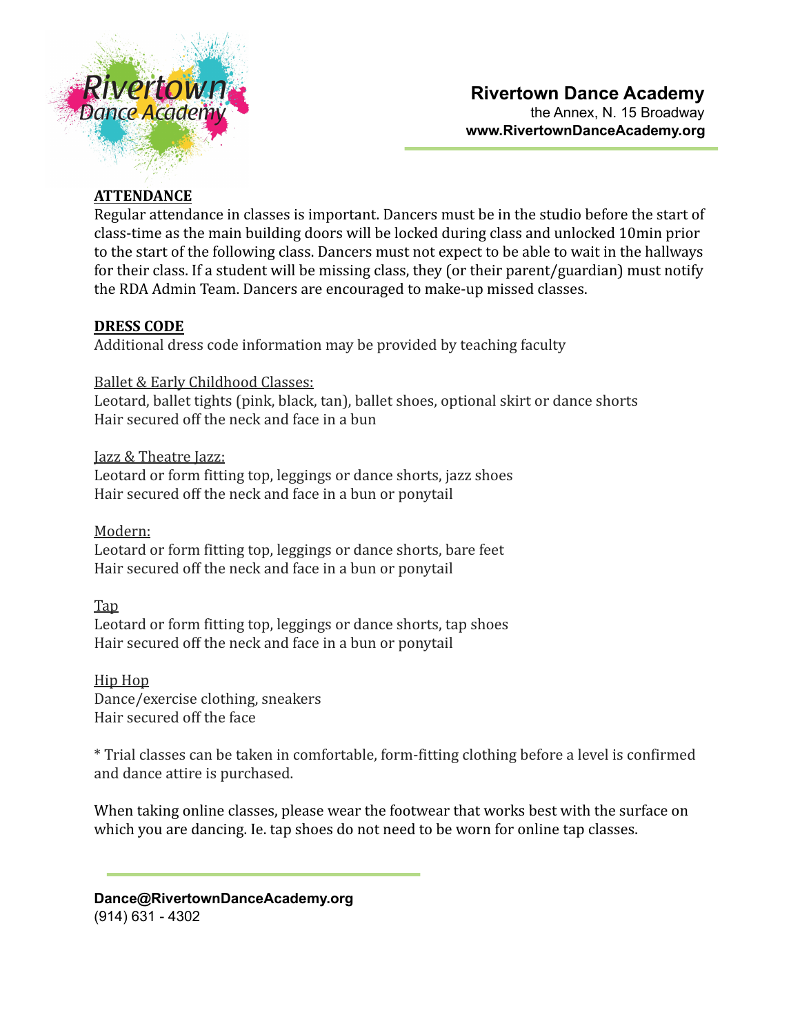**Rivertown Dance Academy**
the Annex, N. 15 Broadway
**www.RivertownDanceAcademy.org**

## ATTENDANCE

Regular attendance in classes is important. Dancers must be in the studio before the start of class-time as the main building doors will be locked during class and unlocked 10min prior to the start of the following class. Dancers must not expect to be able to wait in the hallways for their class. If a student will be missing class, they (or their parent/guardian) must notify the RDA Admin Team. Dancers are encouraged to make-up missed classes.

## DRESS CODE

Additional dress code information may be provided by teaching faculty

### Ballet & Early Childhood Classes:

Leotard, ballet tights (pink, black, tan), ballet shoes, optional skirt or dance shorts
Hair secured off the neck and face in a bun

### Jazz & Theatre Jazz:

Leotard or form fitting top, leggings or dance shorts, jazz shoes
Hair secured off the neck and face in a bun or ponytail

### Modern:

Leotard or form fitting top, leggings or dance shorts, bare feet
Hair secured off the neck and face in a bun or ponytail

### Tap

Leotard or form fitting top, leggings or dance shorts, tap shoes
Hair secured off the neck and face in a bun or ponytail

### Hip Hop

Dance/exercise clothing, sneakers
Hair secured off the face

* Trial classes can be taken in comfortable, form-fitting clothing before a level is confirmed and dance attire is purchased.

When taking online classes, please wear the footwear that works best with the surface on which you are dancing. Ie. tap shoes do not need to be worn for online tap classes.

**Dance@RivertownDanceAcademy.org**
(914) 631 - 4302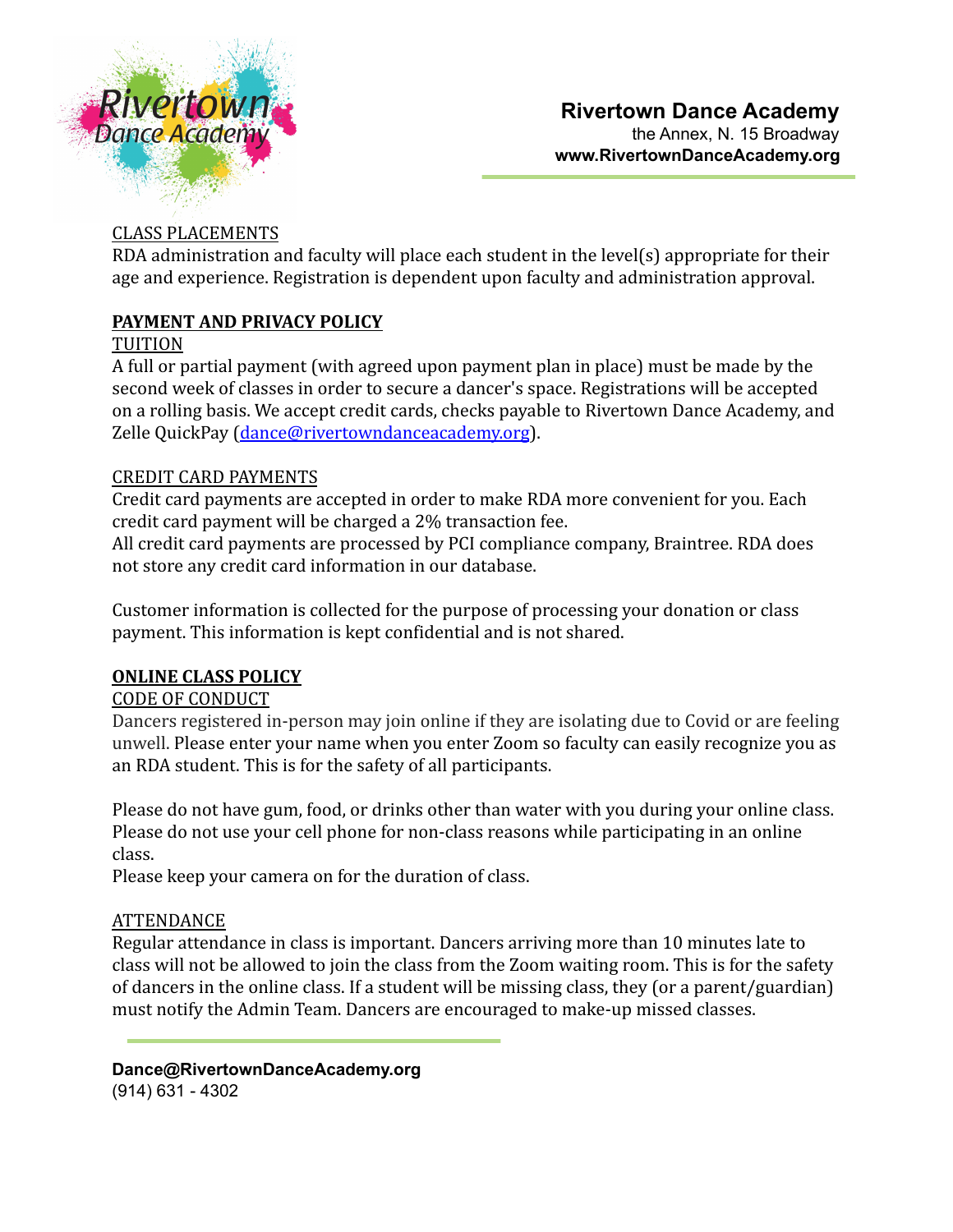CLASS PLACEMENTS

RDA administration and faculty will place each student in the level(s) appropriate for their age and experience. Registration is dependent upon faculty and administration approval.

## PAYMENT AND PRIVACY POLICY

TUITION

A full or partial payment (with agreed upon payment plan in place) must be made by the second week of classes in order to secure a dancer's space. Registrations will be accepted on a rolling basis. We accept credit cards, checks payable to Rivertown Dance Academy, and Zelle QuickPay (dance@rivertowndanceacademy.org).

CREDIT CARD PAYMENTS

Credit card payments are accepted in order to make RDA more convenient for you. Each credit card payment will be charged a 2% transaction fee.

All credit card payments are processed by PCI compliance company, Braintree. RDA does not store any credit card information in our database.

Customer information is collected for the purpose of processing your donation or class payment. This information is kept confidential and is not shared.

## ONLINE CLASS POLICY

CODE OF CONDUCT

Dancers registered in-person may join online if they are isolating due to Covid or are feeling unwell. Please enter your name when you enter Zoom so faculty can easily recognize you as an RDA student. This is for the safety of all participants.

Please do not have gum, food, or drinks other than water with you during your online class.
Please do not use your cell phone for non-class reasons while participating in an online class.
Please keep your camera on for the duration of class.

ATTENDANCE

Regular attendance in class is important. Dancers arriving more than 10 minutes late to class will not be allowed to join the class from the Zoom waiting room. This is for the safety of dancers in the online class. If a student will be missing class, they (or a parent/guardian) must notify the Admin Team. Dancers are encouraged to make-up missed classes.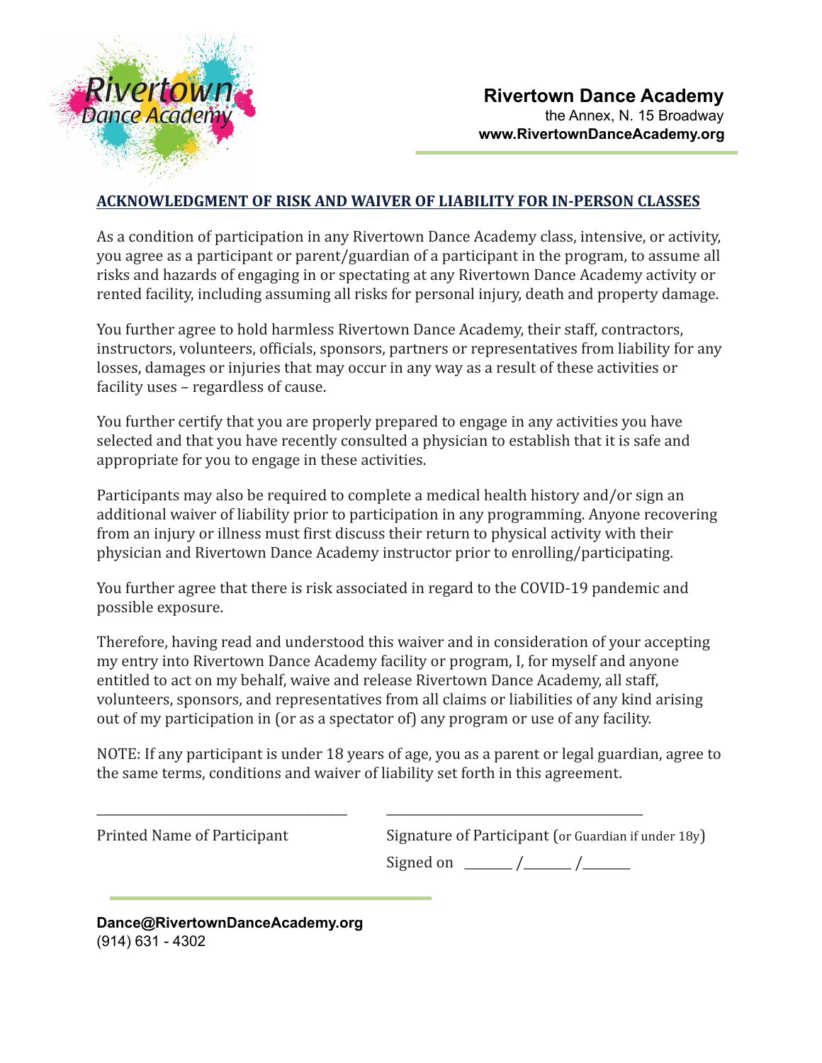**Rivertown Dance Academy**
the Annex, N. 15 Broadway
**www.RivertownDanceAcademy.org**

## ACKNOWLEDGMENT OF RISK AND WAIVER OF LIABILITY FOR IN-PERSON CLASSES

As a condition of participation in any Rivertown Dance Academy class, intensive, or activity, you agree as a participant or parent/guardian of a participant in the program, to assume all risks and hazards of engaging in or spectating at any Rivertown Dance Academy activity or rented facility, including assuming all risks for personal injury, death and property damage.

You further agree to hold harmless Rivertown Dance Academy, their staff, contractors, instructors, volunteers, officials, sponsors, partners or representatives from liability for any losses, damages or injuries that may occur in any way as a result of these activities or facility uses – regardless of cause.

You further certify that you are properly prepared to engage in any activities you have selected and that you have recently consulted a physician to establish that it is safe and appropriate for you to engage in these activities.

Participants may also be required to complete a medical health history and/or sign an additional waiver of liability prior to participation in any programming. Anyone recovering from an injury or illness must first discuss their return to physical activity with their physician and Rivertown Dance Academy instructor prior to enrolling/participating.

You further agree that there is risk associated in regard to the COVID-19 pandemic and possible exposure.

Therefore, having read and understood this waiver and in consideration of your accepting my entry into Rivertown Dance Academy facility or program, I, for myself and anyone entitled to act on my behalf, waive and release Rivertown Dance Academy, all staff, volunteers, sponsors, and representatives from all claims or liabilities of any kind arising out of my participation in (or as a spectator of) any program or use of any facility.

NOTE: If any participant is under 18 years of age, you as a parent or legal guardian, agree to the same terms, conditions and waiver of liability set forth in this agreement.

_________________________________ _________________________________

Printed Name of Participant Signature of Participant (or Guardian if under 18y)

Signed on ______ /______ /______

**Dance@RivertownDanceAcademy.org**
(914) 631 - 4302